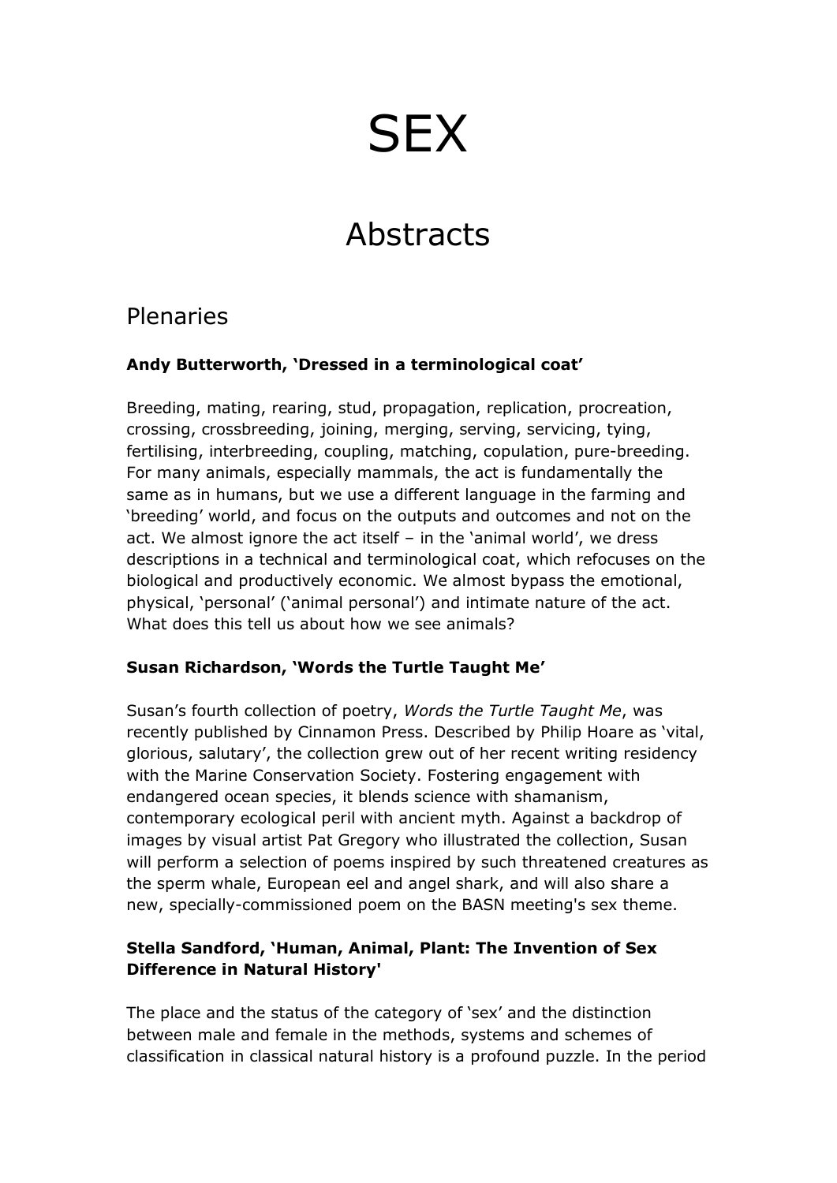# SEX

# Abstracts

## Plenaries

### Andy Butterworth, 'Dressed in a terminological coat'

Breeding, mating, rearing, stud, propagation, replication, procreation, crossing, crossbreeding, joining, merging, serving, servicing, tying, fertilising, interbreeding, coupling, matching, copulation, pure-breeding. For many animals, especially mammals, the act is fundamentally the same as in humans, but we use a different language in the farming and 'breeding' world, and focus on the outputs and outcomes and not on the act. We almost ignore the act itself – in the 'animal world', we dress descriptions in a technical and terminological coat, which refocuses on the biological and productively economic. We almost bypass the emotional, physical, 'personal' ('animal personal') and intimate nature of the act. What does this tell us about how we see animals?

### Susan Richardson, 'Words the Turtle Taught Me'

Susan's fourth collection of poetry, *Words the Turtle Taught Me*, was recently published by Cinnamon Press. Described by Philip Hoare as 'vital, glorious, salutary', the collection grew out of her recent writing residency with the Marine Conservation Society. Fostering engagement with endangered ocean species, it blends science with shamanism, contemporary ecological peril with ancient myth. Against a backdrop of images by visual artist Pat Gregory who illustrated the collection, Susan will perform a selection of poems inspired by such threatened creatures as the sperm whale, European eel and angel shark, and will also share a new, specially-commissioned poem on the BASN meeting's sex theme.

### Stella Sandford, 'Human, Animal, Plant: The Invention of Sex Difference in Natural History'

The place and the status of the category of 'sex' and the distinction between male and female in the methods, systems and schemes of classification in classical natural history is a profound puzzle. In the period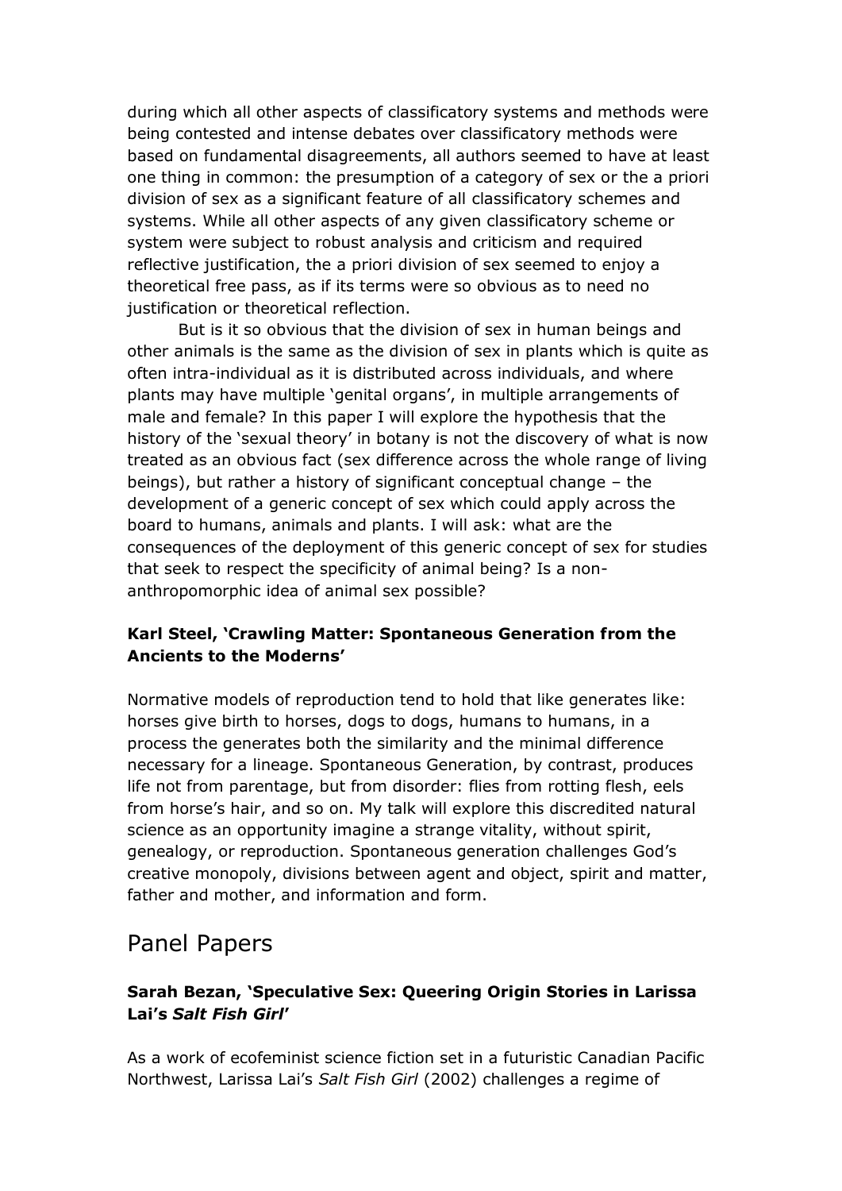during which all other aspects of classificatory systems and methods were being contested and intense debates over classificatory methods were based on fundamental disagreements, all authors seemed to have at least one thing in common: the presumption of a category of sex or the a priori division of sex as a significant feature of all classificatory schemes and systems. While all other aspects of any given classificatory scheme or system were subject to robust analysis and criticism and required reflective justification, the a priori division of sex seemed to enjoy a theoretical free pass, as if its terms were so obvious as to need no justification or theoretical reflection.

But is it so obvious that the division of sex in human beings and other animals is the same as the division of sex in plants which is quite as often intra-individual as it is distributed across individuals, and where plants may have multiple 'genital organs', in multiple arrangements of male and female? In this paper I will explore the hypothesis that the history of the 'sexual theory' in botany is not the discovery of what is now treated as an obvious fact (sex difference across the whole range of living beings), but rather a history of significant conceptual change – the development of a generic concept of sex which could apply across the board to humans, animals and plants. I will ask: what are the consequences of the deployment of this generic concept of sex for studies that seek to respect the specificity of animal being? Is a non-anthropomorphic idea of animal sex possible?

### Karl Steel, 'Crawling Matter: Spontaneous Generation from the Ancients to the Moderns'

Normative models of reproduction tend to hold that like generates like: horses give birth to horses, dogs to dogs, humans to humans, in a process the generates both the similarity and the minimal difference necessary for a lineage. Spontaneous Generation, by contrast, produces life not from parentage, but from disorder: flies from rotting flesh, eels from horse's hair, and so on. My talk will explore this discredited natural science as an opportunity imagine a strange vitality, without spirit, genealogy, or reproduction. Spontaneous generation challenges God's creative monopoly, divisions between agent and object, spirit and matter, father and mother, and information and form.

## Panel Papers

### Sarah Bezan, 'Speculative Sex: Queering Origin Stories in Larissa Lai's *Salt Fish Girl*'

As a work of ecofeminist science fiction set in a futuristic Canadian Pacific Northwest, Larissa Lai's *Salt Fish Girl* (2002) challenges a regime of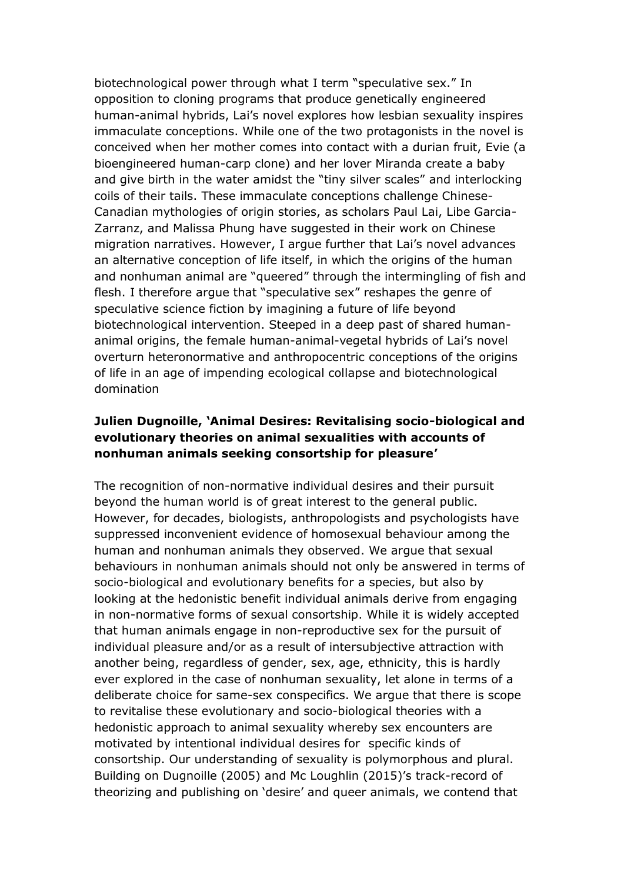biotechnological power through what I term "speculative sex." In opposition to cloning programs that produce genetically engineered human-animal hybrids, Lai's novel explores how lesbian sexuality inspires immaculate conceptions. While one of the two protagonists in the novel is conceived when her mother comes into contact with a durian fruit, Evie (a bioengineered human-carp clone) and her lover Miranda create a baby and give birth in the water amidst the "tiny silver scales" and interlocking coils of their tails. These immaculate conceptions challenge Chinese-Canadian mythologies of origin stories, as scholars Paul Lai, Libe Garcia-Zarranz, and Malissa Phung have suggested in their work on Chinese migration narratives. However, I argue further that Lai's novel advances an alternative conception of life itself, in which the origins of the human and nonhuman animal are "queered" through the intermingling of fish and flesh. I therefore argue that "speculative sex" reshapes the genre of speculative science fiction by imagining a future of life beyond biotechnological intervention. Steeped in a deep past of shared human-animal origins, the female human-animal-vegetal hybrids of Lai's novel overturn heteronormative and anthropocentric conceptions of the origins of life in an age of impending ecological collapse and biotechnological domination

**Julien Dugnoille, 'Animal Desires: Revitalising socio-biological and evolutionary theories on animal sexualities with accounts of nonhuman animals seeking consortship for pleasure'**

The recognition of non-normative individual desires and their pursuit beyond the human world is of great interest to the general public. However, for decades, biologists, anthropologists and psychologists have suppressed inconvenient evidence of homosexual behaviour among the human and nonhuman animals they observed. We argue that sexual behaviours in nonhuman animals should not only be answered in terms of socio-biological and evolutionary benefits for a species, but also by looking at the hedonistic benefit individual animals derive from engaging in non-normative forms of sexual consortship. While it is widely accepted that human animals engage in non-reproductive sex for the pursuit of individual pleasure and/or as a result of intersubjective attraction with another being, regardless of gender, sex, age, ethnicity, this is hardly ever explored in the case of nonhuman sexuality, let alone in terms of a deliberate choice for same-sex conspecifics. We argue that there is scope to revitalise these evolutionary and socio-biological theories with a hedonistic approach to animal sexuality whereby sex encounters are motivated by intentional individual desires for specific kinds of consortship. Our understanding of sexuality is polymorphous and plural. Building on Dugnoille (2005) and Mc Loughlin (2015)'s track-record of theorizing and publishing on 'desire' and queer animals, we contend that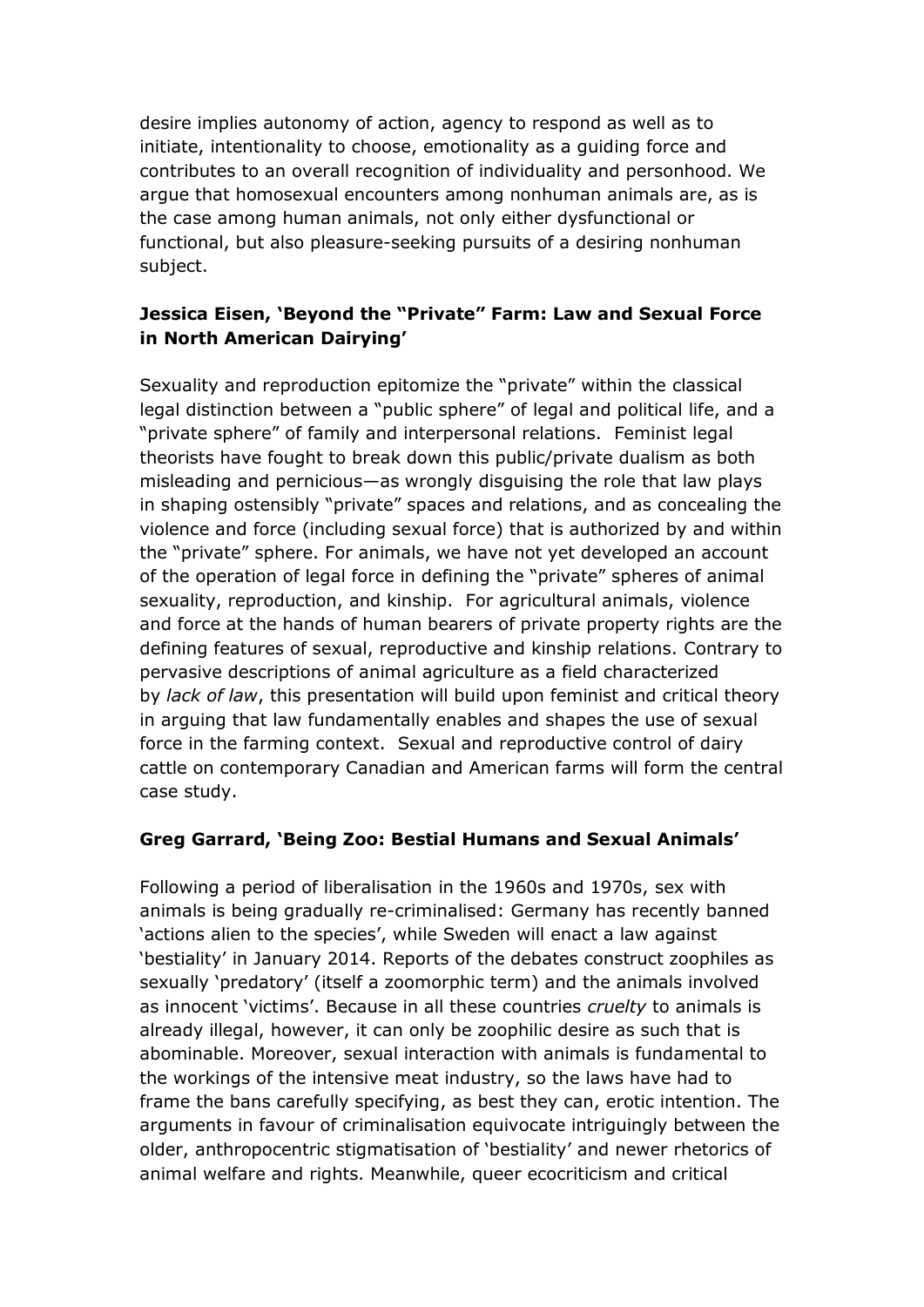desire implies autonomy of action, agency to respond as well as to initiate, intentionality to choose, emotionality as a guiding force and contributes to an overall recognition of individuality and personhood. We argue that homosexual encounters among nonhuman animals are, as is the case among human animals, not only either dysfunctional or functional, but also pleasure-seeking pursuits of a desiring nonhuman subject.

### Jessica Eisen, 'Beyond the "Private" Farm: Law and Sexual Force in North American Dairying'

Sexuality and reproduction epitomize the "private" within the classical legal distinction between a "public sphere" of legal and political life, and a "private sphere" of family and interpersonal relations. Feminist legal theorists have fought to break down this public/private dualism as both misleading and pernicious—as wrongly disguising the role that law plays in shaping ostensibly "private" spaces and relations, and as concealing the violence and force (including sexual force) that is authorized by and within the "private" sphere. For animals, we have not yet developed an account of the operation of legal force in defining the "private" spheres of animal sexuality, reproduction, and kinship. For agricultural animals, violence and force at the hands of human bearers of private property rights are the defining features of sexual, reproductive and kinship relations. Contrary to pervasive descriptions of animal agriculture as a field characterized by *lack of law*, this presentation will build upon feminist and critical theory in arguing that law fundamentally enables and shapes the use of sexual force in the farming context. Sexual and reproductive control of dairy cattle on contemporary Canadian and American farms will form the central case study.

### Greg Garrard, 'Being Zoo: Bestial Humans and Sexual Animals'

Following a period of liberalisation in the 1960s and 1970s, sex with animals is being gradually re-criminalised: Germany has recently banned 'actions alien to the species', while Sweden will enact a law against 'bestiality' in January 2014. Reports of the debates construct zoophiles as sexually 'predatory' (itself a zoomorphic term) and the animals involved as innocent 'victims'. Because in all these countries *cruelty* to animals is already illegal, however, it can only be zoophilic desire as such that is abominable. Moreover, sexual interaction with animals is fundamental to the workings of the intensive meat industry, so the laws have had to frame the bans carefully specifying, as best they can, erotic intention. The arguments in favour of criminalisation equivocate intriguingly between the older, anthropocentric stigmatisation of 'bestiality' and newer rhetorics of animal welfare and rights. Meanwhile, queer ecocriticism and critical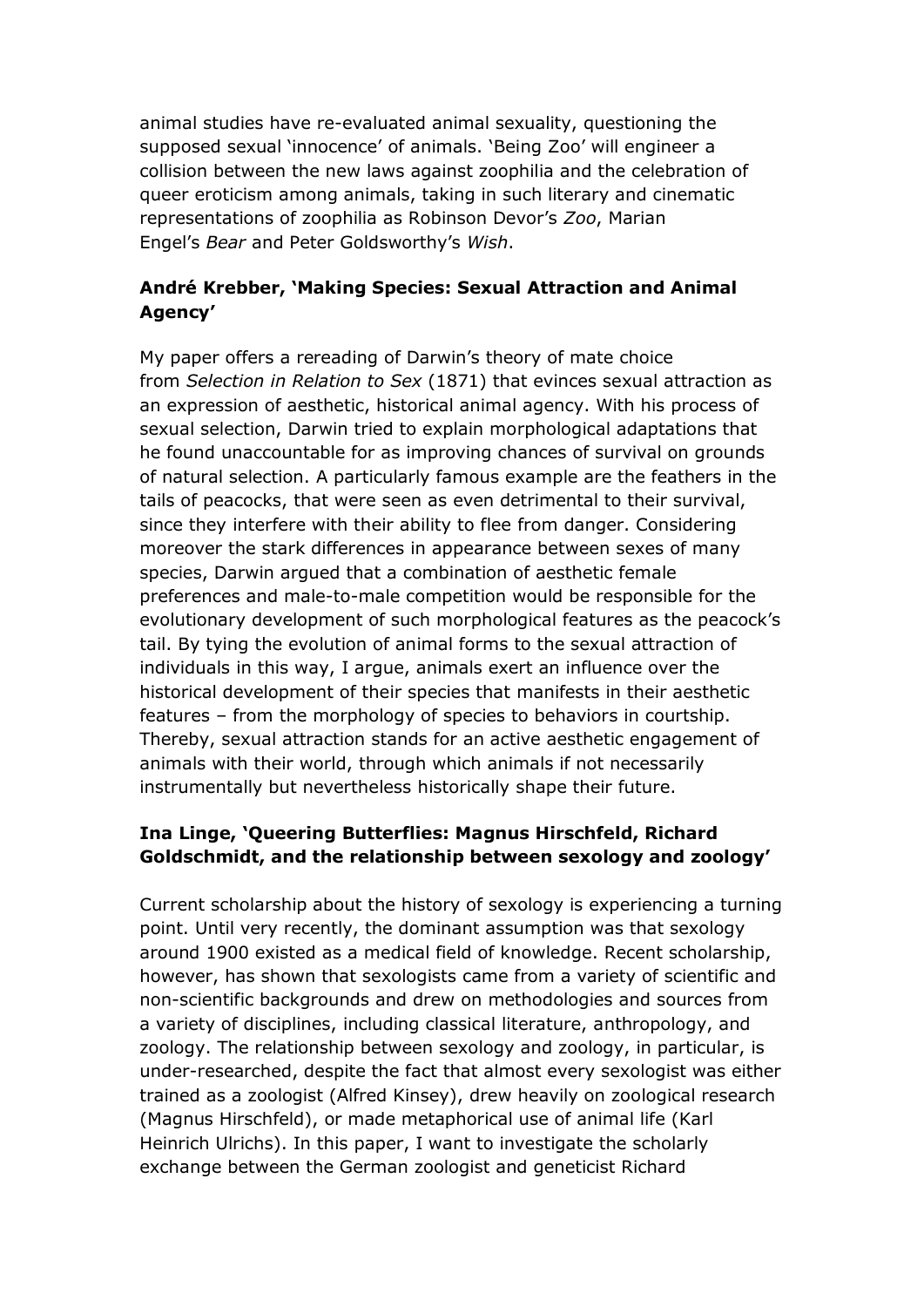animal studies have re-evaluated animal sexuality, questioning the supposed sexual 'innocence' of animals. 'Being Zoo' will engineer a collision between the new laws against zoophilia and the celebration of queer eroticism among animals, taking in such literary and cinematic representations of zoophilia as Robinson Devor's *Zoo*, Marian Engel's *Bear* and Peter Goldsworthy's *Wish*.

**André Krebber, 'Making Species: Sexual Attraction and Animal Agency'**

My paper offers a rereading of Darwin's theory of mate choice from *Selection in Relation to Sex* (1871) that evinces sexual attraction as an expression of aesthetic, historical animal agency. With his process of sexual selection, Darwin tried to explain morphological adaptations that he found unaccountable for as improving chances of survival on grounds of natural selection. A particularly famous example are the feathers in the tails of peacocks, that were seen as even detrimental to their survival, since they interfere with their ability to flee from danger. Considering moreover the stark differences in appearance between sexes of many species, Darwin argued that a combination of aesthetic female preferences and male-to-male competition would be responsible for the evolutionary development of such morphological features as the peacock's tail. By tying the evolution of animal forms to the sexual attraction of individuals in this way, I argue, animals exert an influence over the historical development of their species that manifests in their aesthetic features – from the morphology of species to behaviors in courtship. Thereby, sexual attraction stands for an active aesthetic engagement of animals with their world, through which animals if not necessarily instrumentally but nevertheless historically shape their future.

**Ina Linge, 'Queering Butterflies: Magnus Hirschfeld, Richard Goldschmidt, and the relationship between sexology and zoology'**

Current scholarship about the history of sexology is experiencing a turning point. Until very recently, the dominant assumption was that sexology around 1900 existed as a medical field of knowledge. Recent scholarship, however, has shown that sexologists came from a variety of scientific and non-scientific backgrounds and drew on methodologies and sources from a variety of disciplines, including classical literature, anthropology, and zoology. The relationship between sexology and zoology, in particular, is under-researched, despite the fact that almost every sexologist was either trained as a zoologist (Alfred Kinsey), drew heavily on zoological research (Magnus Hirschfeld), or made metaphorical use of animal life (Karl Heinrich Ulrichs). In this paper, I want to investigate the scholarly exchange between the German zoologist and geneticist Richard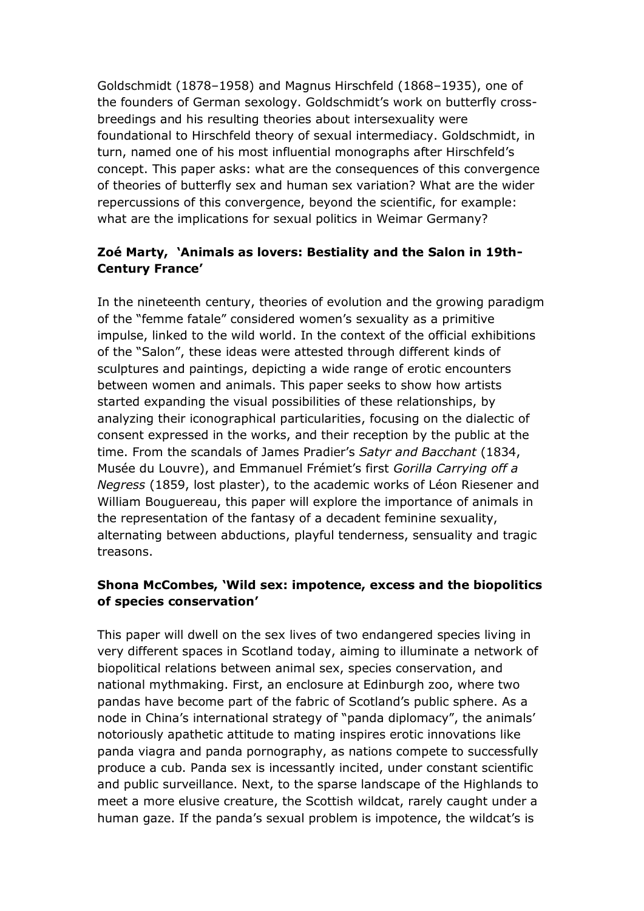Goldschmidt (1878–1958) and Magnus Hirschfeld (1868–1935), one of the founders of German sexology. Goldschmidt's work on butterfly cross-breedings and his resulting theories about intersexuality were foundational to Hirschfeld theory of sexual intermediacy. Goldschmidt, in turn, named one of his most influential monographs after Hirschfeld's concept. This paper asks: what are the consequences of this convergence of theories of butterfly sex and human sex variation? What are the wider repercussions of this convergence, beyond the scientific, for example: what are the implications for sexual politics in Weimar Germany?

**Zoé Marty, 'Animals as lovers: Bestiality and the Salon in 19th-Century France'**

In the nineteenth century, theories of evolution and the growing paradigm of the "femme fatale" considered women's sexuality as a primitive impulse, linked to the wild world. In the context of the official exhibitions of the "Salon", these ideas were attested through different kinds of sculptures and paintings, depicting a wide range of erotic encounters between women and animals. This paper seeks to show how artists started expanding the visual possibilities of these relationships, by analyzing their iconographical particularities, focusing on the dialectic of consent expressed in the works, and their reception by the public at the time. From the scandals of James Pradier's *Satyr and Bacchant* (1834, Musée du Louvre), and Emmanuel Frémiet's first *Gorilla Carrying off a Negress* (1859, lost plaster), to the academic works of Léon Riesener and William Bouguereau, this paper will explore the importance of animals in the representation of the fantasy of a decadent feminine sexuality, alternating between abductions, playful tenderness, sensuality and tragic treasons.

**Shona McCombes, 'Wild sex: impotence, excess and the biopolitics of species conservation'**

This paper will dwell on the sex lives of two endangered species living in very different spaces in Scotland today, aiming to illuminate a network of biopolitical relations between animal sex, species conservation, and national mythmaking. First, an enclosure at Edinburgh zoo, where two pandas have become part of the fabric of Scotland's public sphere. As a node in China's international strategy of "panda diplomacy", the animals' notoriously apathetic attitude to mating inspires erotic innovations like panda viagra and panda pornography, as nations compete to successfully produce a cub. Panda sex is incessantly incited, under constant scientific and public surveillance. Next, to the sparse landscape of the Highlands to meet a more elusive creature, the Scottish wildcat, rarely caught under a human gaze. If the panda's sexual problem is impotence, the wildcat's is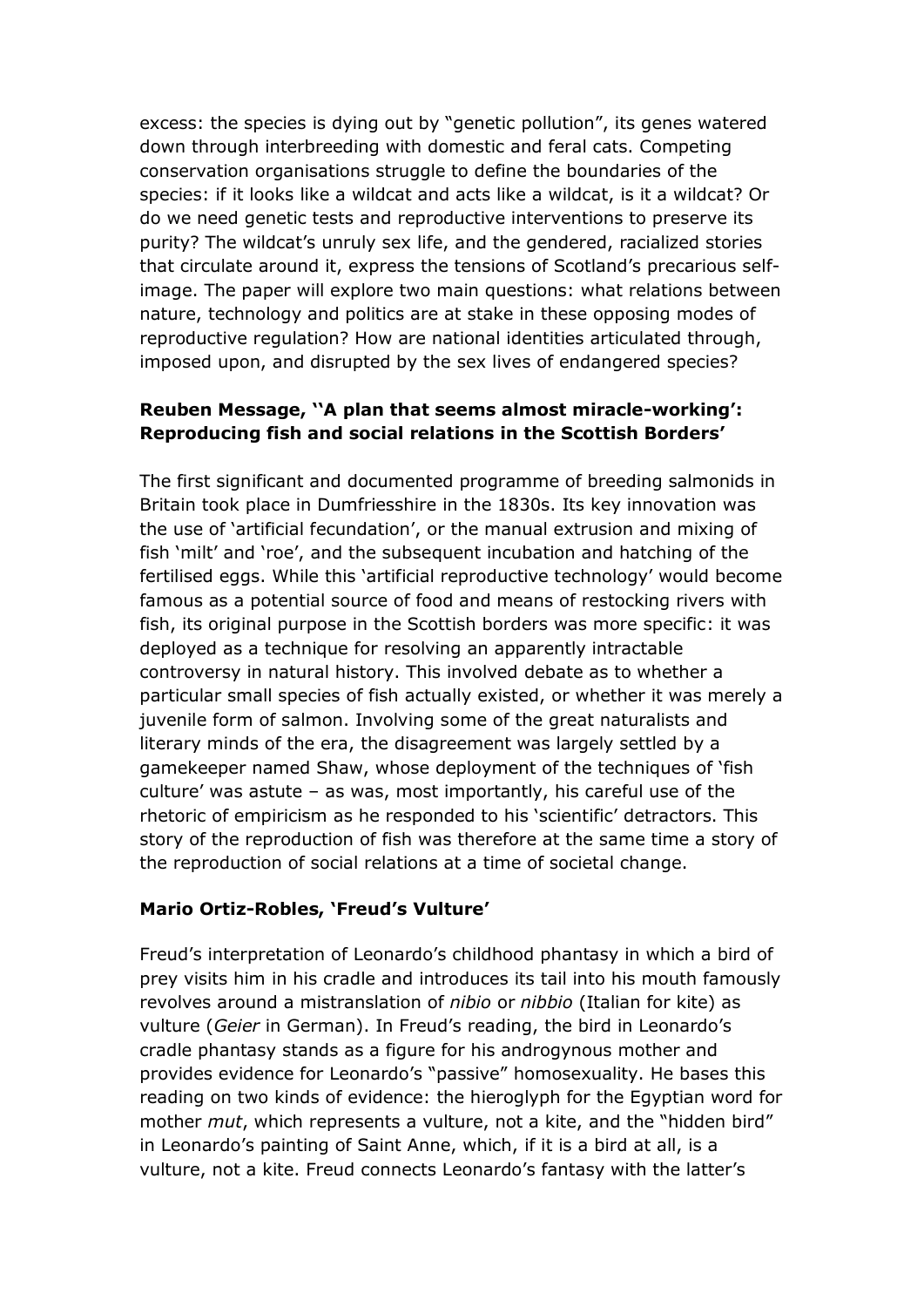excess: the species is dying out by "genetic pollution", its genes watered down through interbreeding with domestic and feral cats. Competing conservation organisations struggle to define the boundaries of the species: if it looks like a wildcat and acts like a wildcat, is it a wildcat? Or do we need genetic tests and reproductive interventions to preserve its purity? The wildcat's unruly sex life, and the gendered, racialized stories that circulate around it, express the tensions of Scotland's precarious self-image. The paper will explore two main questions: what relations between nature, technology and politics are at stake in these opposing modes of reproductive regulation? How are national identities articulated through, imposed upon, and disrupted by the sex lives of endangered species?

**Reuben Message, ''A plan that seems almost miracle-working': Reproducing fish and social relations in the Scottish Borders'**

The first significant and documented programme of breeding salmonids in Britain took place in Dumfriesshire in the 1830s. Its key innovation was the use of 'artificial fecundation', or the manual extrusion and mixing of fish 'milt' and 'roe', and the subsequent incubation and hatching of the fertilised eggs. While this 'artificial reproductive technology' would become famous as a potential source of food and means of restocking rivers with fish, its original purpose in the Scottish borders was more specific: it was deployed as a technique for resolving an apparently intractable controversy in natural history. This involved debate as to whether a particular small species of fish actually existed, or whether it was merely a juvenile form of salmon. Involving some of the great naturalists and literary minds of the era, the disagreement was largely settled by a gamekeeper named Shaw, whose deployment of the techniques of 'fish culture' was astute – as was, most importantly, his careful use of the rhetoric of empiricism as he responded to his 'scientific' detractors. This story of the reproduction of fish was therefore at the same time a story of the reproduction of social relations at a time of societal change.

**Mario Ortiz-Robles, 'Freud's Vulture'**

Freud's interpretation of Leonardo's childhood phantasy in which a bird of prey visits him in his cradle and introduces its tail into his mouth famously revolves around a mistranslation of *nibio* or *nibbio* (Italian for kite) as vulture (*Geier* in German). In Freud's reading, the bird in Leonardo's cradle phantasy stands as a figure for his androgynous mother and provides evidence for Leonardo's "passive" homosexuality. He bases this reading on two kinds of evidence: the hieroglyph for the Egyptian word for mother *mut*, which represents a vulture, not a kite, and the "hidden bird" in Leonardo's painting of Saint Anne, which, if it is a bird at all, is a vulture, not a kite. Freud connects Leonardo's fantasy with the latter's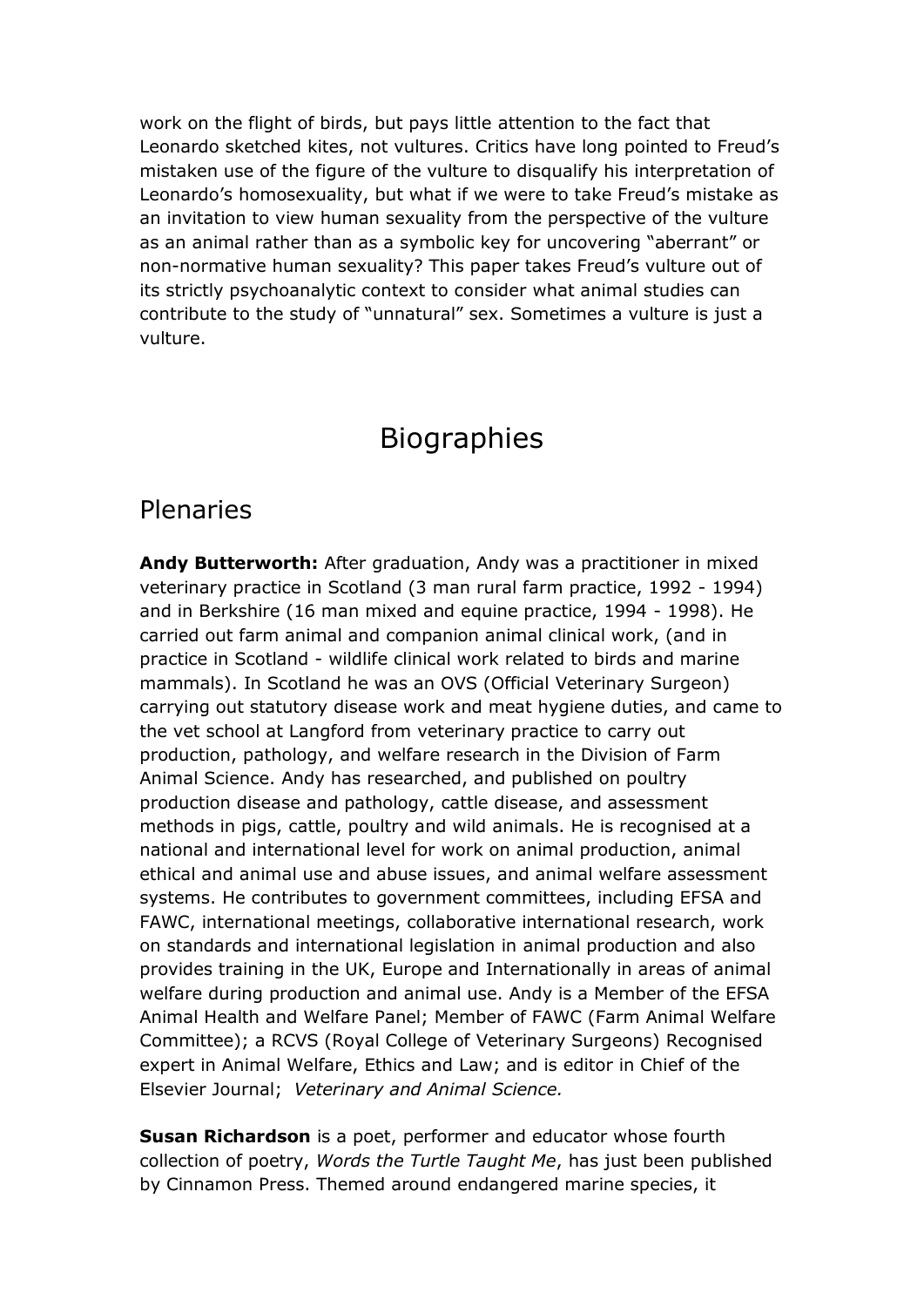work on the flight of birds, but pays little attention to the fact that Leonardo sketched kites, not vultures. Critics have long pointed to Freud's mistaken use of the figure of the vulture to disqualify his interpretation of Leonardo's homosexuality, but what if we were to take Freud's mistake as an invitation to view human sexuality from the perspective of the vulture as an animal rather than as a symbolic key for uncovering "aberrant" or non-normative human sexuality? This paper takes Freud's vulture out of its strictly psychoanalytic context to consider what animal studies can contribute to the study of "unnatural" sex. Sometimes a vulture is just a vulture.

# Biographies

## Plenaries

**Andy Butterworth:** After graduation, Andy was a practitioner in mixed veterinary practice in Scotland (3 man rural farm practice, 1992 - 1994) and in Berkshire (16 man mixed and equine practice, 1994 - 1998). He carried out farm animal and companion animal clinical work, (and in practice in Scotland - wildlife clinical work related to birds and marine mammals). In Scotland he was an OVS (Official Veterinary Surgeon) carrying out statutory disease work and meat hygiene duties, and came to the vet school at Langford from veterinary practice to carry out production, pathology, and welfare research in the Division of Farm Animal Science. Andy has researched, and published on poultry production disease and pathology, cattle disease, and assessment methods in pigs, cattle, poultry and wild animals. He is recognised at a national and international level for work on animal production, animal ethical and animal use and abuse issues, and animal welfare assessment systems. He contributes to government committees, including EFSA and FAWC, international meetings, collaborative international research, work on standards and international legislation in animal production and also provides training in the UK, Europe and Internationally in areas of animal welfare during production and animal use. Andy is a Member of the EFSA Animal Health and Welfare Panel; Member of FAWC (Farm Animal Welfare Committee); a RCVS (Royal College of Veterinary Surgeons) Recognised expert in Animal Welfare, Ethics and Law; and is editor in Chief of the Elsevier Journal; *Veterinary and Animal Science.*

**Susan Richardson** is a poet, performer and educator whose fourth collection of poetry, *Words the Turtle Taught Me*, has just been published by Cinnamon Press. Themed around endangered marine species, it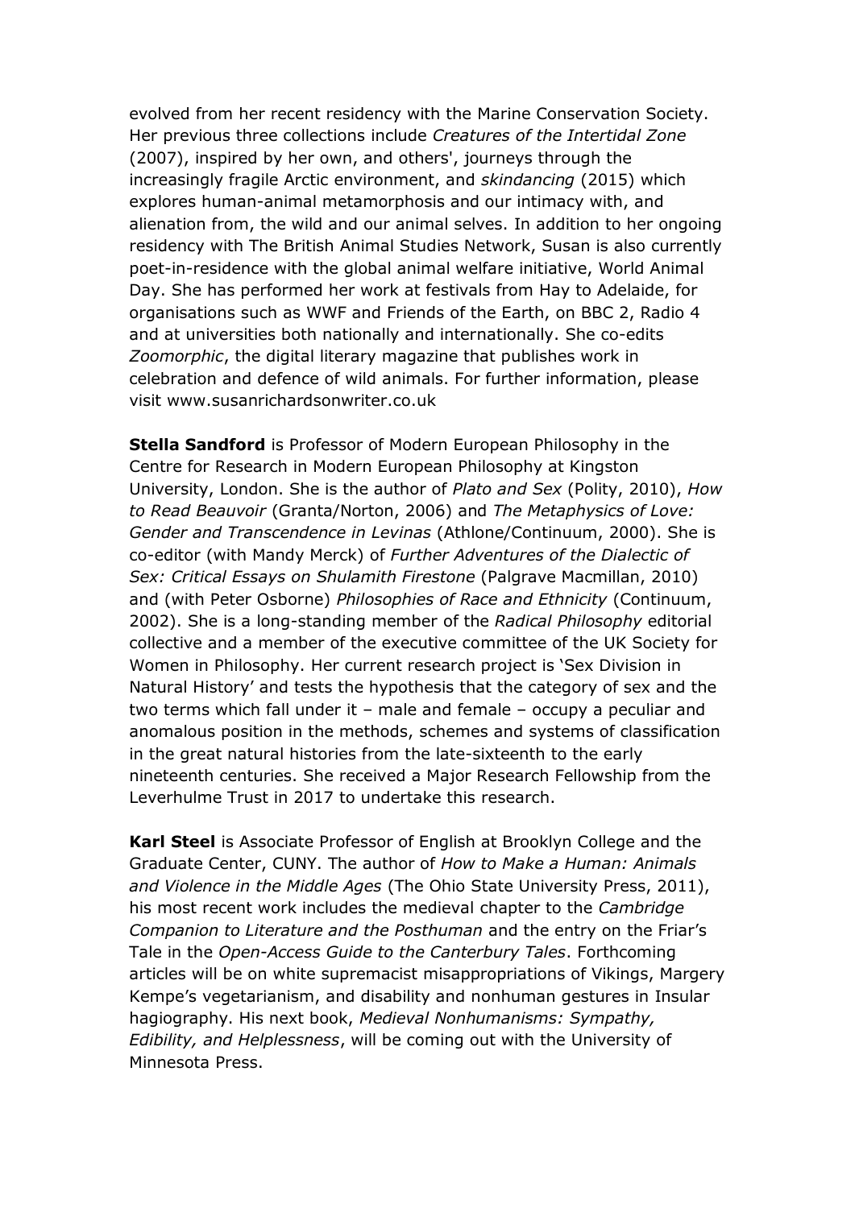evolved from her recent residency with the Marine Conservation Society. Her previous three collections include *Creatures of the Intertidal Zone* (2007), inspired by her own, and others', journeys through the increasingly fragile Arctic environment, and *skindancing* (2015) which explores human-animal metamorphosis and our intimacy with, and alienation from, the wild and our animal selves. In addition to her ongoing residency with The British Animal Studies Network, Susan is also currently poet-in-residence with the global animal welfare initiative, World Animal Day. She has performed her work at festivals from Hay to Adelaide, for organisations such as WWF and Friends of the Earth, on BBC 2, Radio 4 and at universities both nationally and internationally. She co-edits *Zoomorphic*, the digital literary magazine that publishes work in celebration and defence of wild animals. For further information, please visit www.susanrichardsonwriter.co.uk

**Stella Sandford** is Professor of Modern European Philosophy in the Centre for Research in Modern European Philosophy at Kingston University, London. She is the author of *Plato and Sex* (Polity, 2010), *How to Read Beauvoir* (Granta/Norton, 2006) and *The Metaphysics of Love: Gender and Transcendence in Levinas* (Athlone/Continuum, 2000). She is co-editor (with Mandy Merck) of *Further Adventures of the Dialectic of Sex: Critical Essays on Shulamith Firestone* (Palgrave Macmillan, 2010) and (with Peter Osborne) *Philosophies of Race and Ethnicity* (Continuum, 2002). She is a long-standing member of the *Radical Philosophy* editorial collective and a member of the executive committee of the UK Society for Women in Philosophy. Her current research project is 'Sex Division in Natural History' and tests the hypothesis that the category of sex and the two terms which fall under it – male and female – occupy a peculiar and anomalous position in the methods, schemes and systems of classification in the great natural histories from the late-sixteenth to the early nineteenth centuries. She received a Major Research Fellowship from the Leverhulme Trust in 2017 to undertake this research.

**Karl Steel** is Associate Professor of English at Brooklyn College and the Graduate Center, CUNY. The author of *How to Make a Human: Animals and Violence in the Middle Ages* (The Ohio State University Press, 2011), his most recent work includes the medieval chapter to the *Cambridge Companion to Literature and the Posthuman* and the entry on the Friar's Tale in the *Open-Access Guide to the Canterbury Tales*. Forthcoming articles will be on white supremacist misappropriations of Vikings, Margery Kempe's vegetarianism, and disability and nonhuman gestures in Insular hagiography. His next book, *Medieval Nonhumanisms: Sympathy, Edibility, and Helplessness*, will be coming out with the University of Minnesota Press.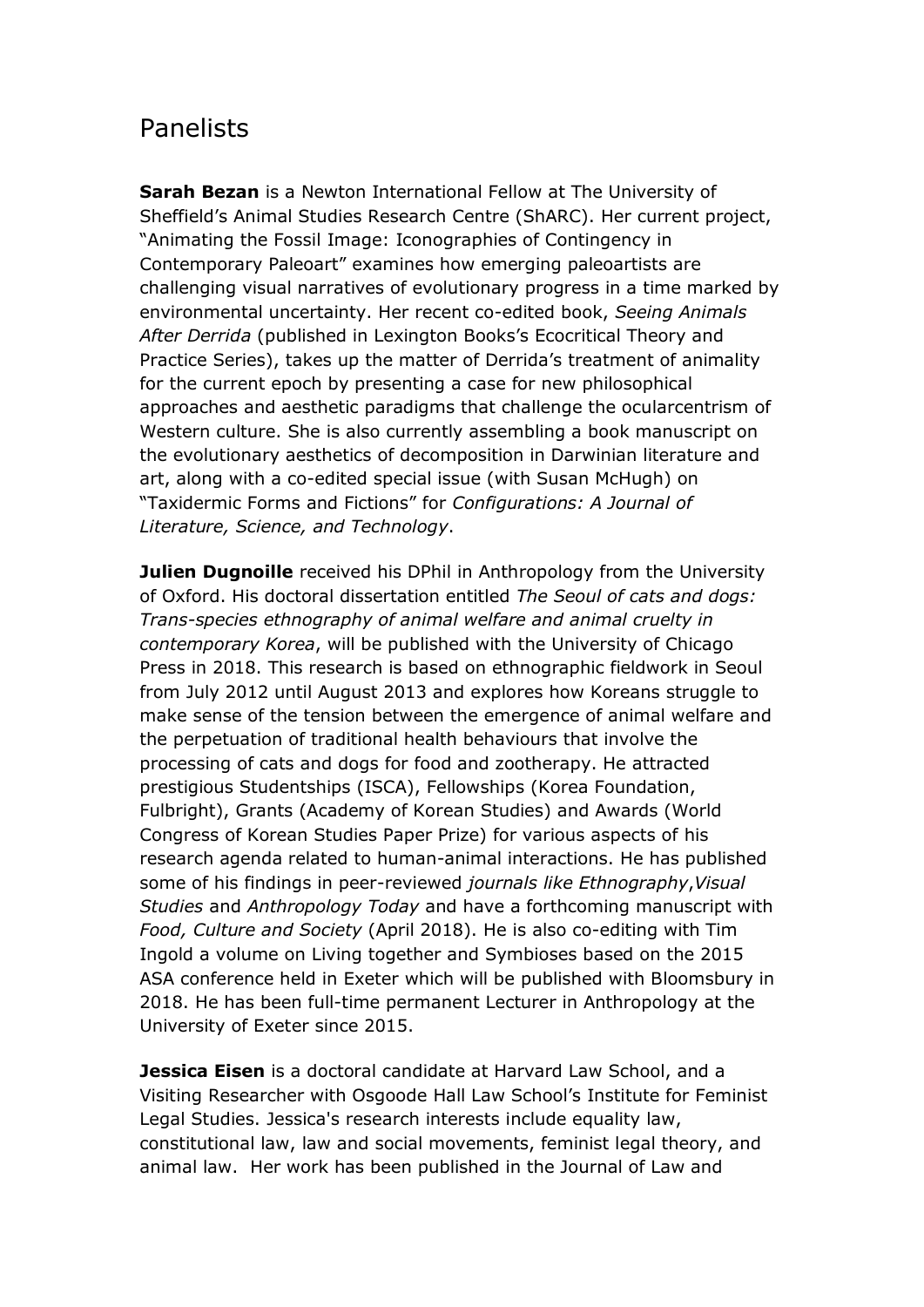# Panelists

**Sarah Bezan** is a Newton International Fellow at The University of Sheffield's Animal Studies Research Centre (ShARC). Her current project, "Animating the Fossil Image: Iconographies of Contingency in Contemporary Paleoart" examines how emerging paleoartists are challenging visual narratives of evolutionary progress in a time marked by environmental uncertainty. Her recent co-edited book, *Seeing Animals After Derrida* (published in Lexington Books's Ecocritical Theory and Practice Series), takes up the matter of Derrida's treatment of animality for the current epoch by presenting a case for new philosophical approaches and aesthetic paradigms that challenge the ocularcentrism of Western culture. She is also currently assembling a book manuscript on the evolutionary aesthetics of decomposition in Darwinian literature and art, along with a co-edited special issue (with Susan McHugh) on "Taxidermic Forms and Fictions" for *Configurations: A Journal of Literature, Science, and Technology*.

**Julien Dugnoille** received his DPhil in Anthropology from the University of Oxford. His doctoral dissertation entitled *The Seoul of cats and dogs: Trans-species ethnography of animal welfare and animal cruelty in contemporary Korea*, will be published with the University of Chicago Press in 2018. This research is based on ethnographic fieldwork in Seoul from July 2012 until August 2013 and explores how Koreans struggle to make sense of the tension between the emergence of animal welfare and the perpetuation of traditional health behaviours that involve the processing of cats and dogs for food and zootherapy. He attracted prestigious Studentships (ISCA), Fellowships (Korea Foundation, Fulbright), Grants (Academy of Korean Studies) and Awards (World Congress of Korean Studies Paper Prize) for various aspects of his research agenda related to human-animal interactions. He has published some of his findings in peer-reviewed *journals like Ethnography*,*Visual Studies* and *Anthropology Today* and have a forthcoming manuscript with *Food, Culture and Society* (April 2018). He is also co-editing with Tim Ingold a volume on Living together and Symbioses based on the 2015 ASA conference held in Exeter which will be published with Bloomsbury in 2018. He has been full-time permanent Lecturer in Anthropology at the University of Exeter since 2015.

**Jessica Eisen** is a doctoral candidate at Harvard Law School, and a Visiting Researcher with Osgoode Hall Law School's Institute for Feminist Legal Studies. Jessica's research interests include equality law, constitutional law, law and social movements, feminist legal theory, and animal law. Her work has been published in the Journal of Law and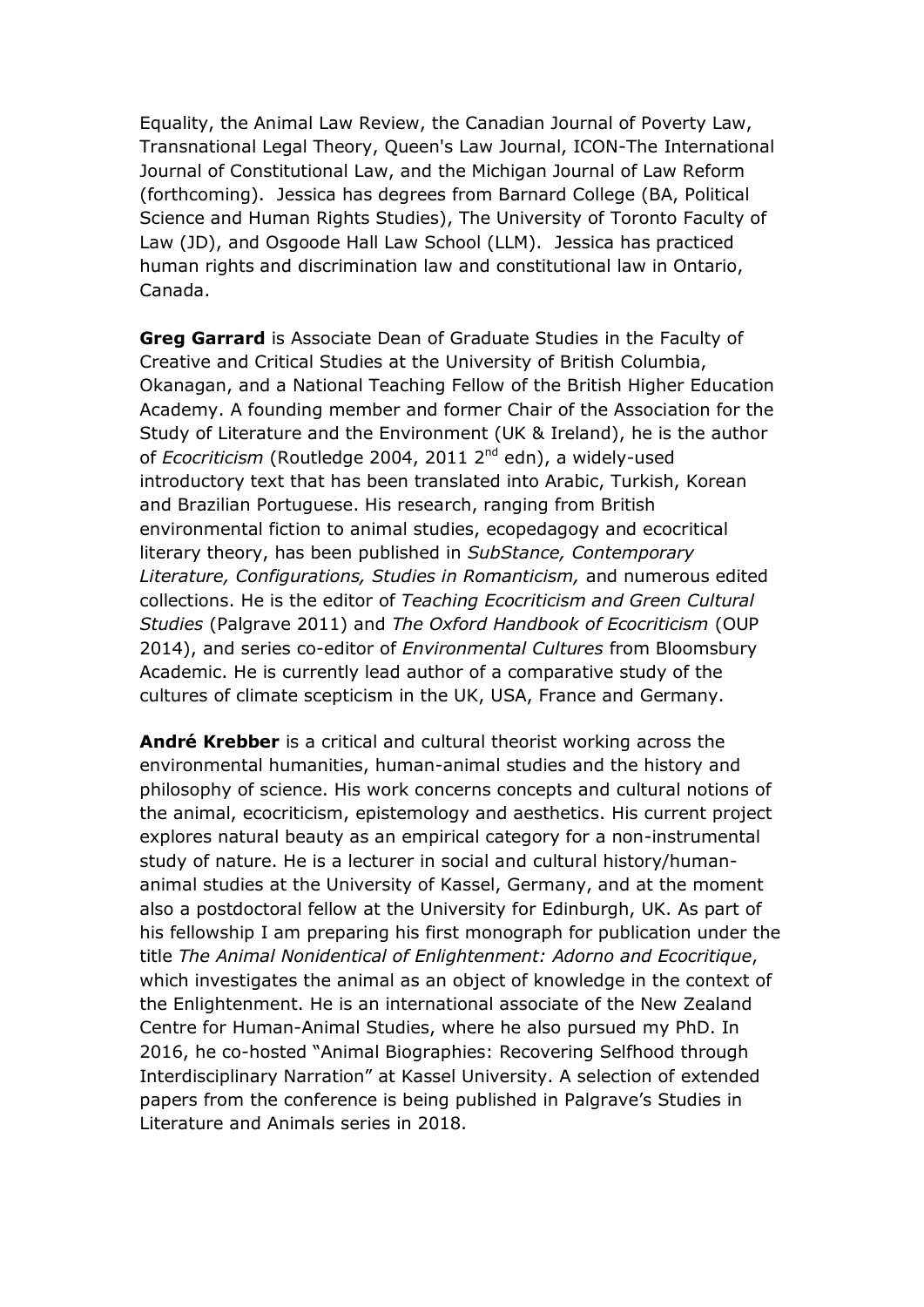Equality, the Animal Law Review, the Canadian Journal of Poverty Law, Transnational Legal Theory, Queen's Law Journal, ICON-The International Journal of Constitutional Law, and the Michigan Journal of Law Reform (forthcoming). Jessica has degrees from Barnard College (BA, Political Science and Human Rights Studies), The University of Toronto Faculty of Law (JD), and Osgoode Hall Law School (LLM). Jessica has practiced human rights and discrimination law and constitutional law in Ontario, Canada.

**Greg Garrard** is Associate Dean of Graduate Studies in the Faculty of Creative and Critical Studies at the University of British Columbia, Okanagan, and a National Teaching Fellow of the British Higher Education Academy. A founding member and former Chair of the Association for the Study of Literature and the Environment (UK & Ireland), he is the author of *Ecocriticism* (Routledge 2004, 2011 2nd edn), a widely-used introductory text that has been translated into Arabic, Turkish, Korean and Brazilian Portuguese. His research, ranging from British environmental fiction to animal studies, ecopedagogy and ecocritical literary theory, has been published in *SubStance, Contemporary Literature, Configurations, Studies in Romanticism,* and numerous edited collections. He is the editor of *Teaching Ecocriticism and Green Cultural Studies* (Palgrave 2011) and *The Oxford Handbook of Ecocriticism* (OUP 2014), and series co-editor of *Environmental Cultures* from Bloomsbury Academic. He is currently lead author of a comparative study of the cultures of climate scepticism in the UK, USA, France and Germany.

**André Krebber** is a critical and cultural theorist working across the environmental humanities, human-animal studies and the history and philosophy of science. His work concerns concepts and cultural notions of the animal, ecocriticism, epistemology and aesthetics. His current project explores natural beauty as an empirical category for a non-instrumental study of nature. He is a lecturer in social and cultural history/human-animal studies at the University of Kassel, Germany, and at the moment also a postdoctoral fellow at the University for Edinburgh, UK. As part of his fellowship I am preparing his first monograph for publication under the title *The Animal Nonidentical of Enlightenment: Adorno and Ecocritique*, which investigates the animal as an object of knowledge in the context of the Enlightenment. He is an international associate of the New Zealand Centre for Human-Animal Studies, where he also pursued my PhD. In 2016, he co-hosted "Animal Biographies: Recovering Selfhood through Interdisciplinary Narration" at Kassel University. A selection of extended papers from the conference is being published in Palgrave's Studies in Literature and Animals series in 2018.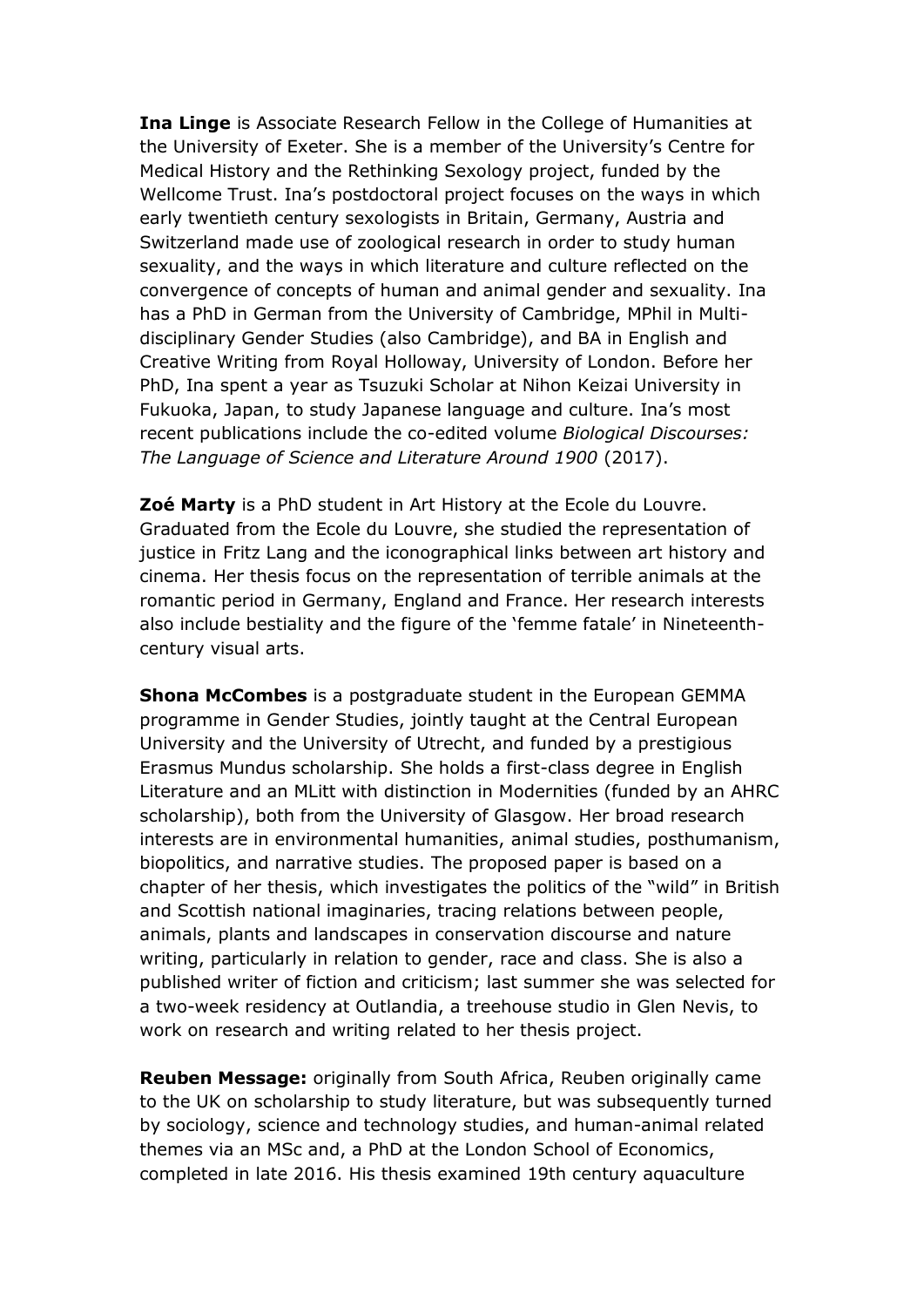**Ina Linge** is Associate Research Fellow in the College of Humanities at the University of Exeter. She is a member of the University's Centre for Medical History and the Rethinking Sexology project, funded by the Wellcome Trust. Ina's postdoctoral project focuses on the ways in which early twentieth century sexologists in Britain, Germany, Austria and Switzerland made use of zoological research in order to study human sexuality, and the ways in which literature and culture reflected on the convergence of concepts of human and animal gender and sexuality. Ina has a PhD in German from the University of Cambridge, MPhil in Multi-disciplinary Gender Studies (also Cambridge), and BA in English and Creative Writing from Royal Holloway, University of London. Before her PhD, Ina spent a year as Tsuzuki Scholar at Nihon Keizai University in Fukuoka, Japan, to study Japanese language and culture. Ina's most recent publications include the co-edited volume *Biological Discourses: The Language of Science and Literature Around 1900* (2017).

**Zoé Marty** is a PhD student in Art History at the Ecole du Louvre. Graduated from the Ecole du Louvre, she studied the representation of justice in Fritz Lang and the iconographical links between art history and cinema. Her thesis focus on the representation of terrible animals at the romantic period in Germany, England and France. Her research interests also include bestiality and the figure of the 'femme fatale' in Nineteenth-century visual arts.

**Shona McCombes** is a postgraduate student in the European GEMMA programme in Gender Studies, jointly taught at the Central European University and the University of Utrecht, and funded by a prestigious Erasmus Mundus scholarship. She holds a first-class degree in English Literature and an MLitt with distinction in Modernities (funded by an AHRC scholarship), both from the University of Glasgow. Her broad research interests are in environmental humanities, animal studies, posthumanism, biopolitics, and narrative studies. The proposed paper is based on a chapter of her thesis, which investigates the politics of the "wild" in British and Scottish national imaginaries, tracing relations between people, animals, plants and landscapes in conservation discourse and nature writing, particularly in relation to gender, race and class. She is also a published writer of fiction and criticism; last summer she was selected for a two-week residency at Outlandia, a treehouse studio in Glen Nevis, to work on research and writing related to her thesis project.

**Reuben Message:** originally from South Africa, Reuben originally came to the UK on scholarship to study literature, but was subsequently turned by sociology, science and technology studies, and human-animal related themes via an MSc and, a PhD at the London School of Economics, completed in late 2016. His thesis examined 19th century aquaculture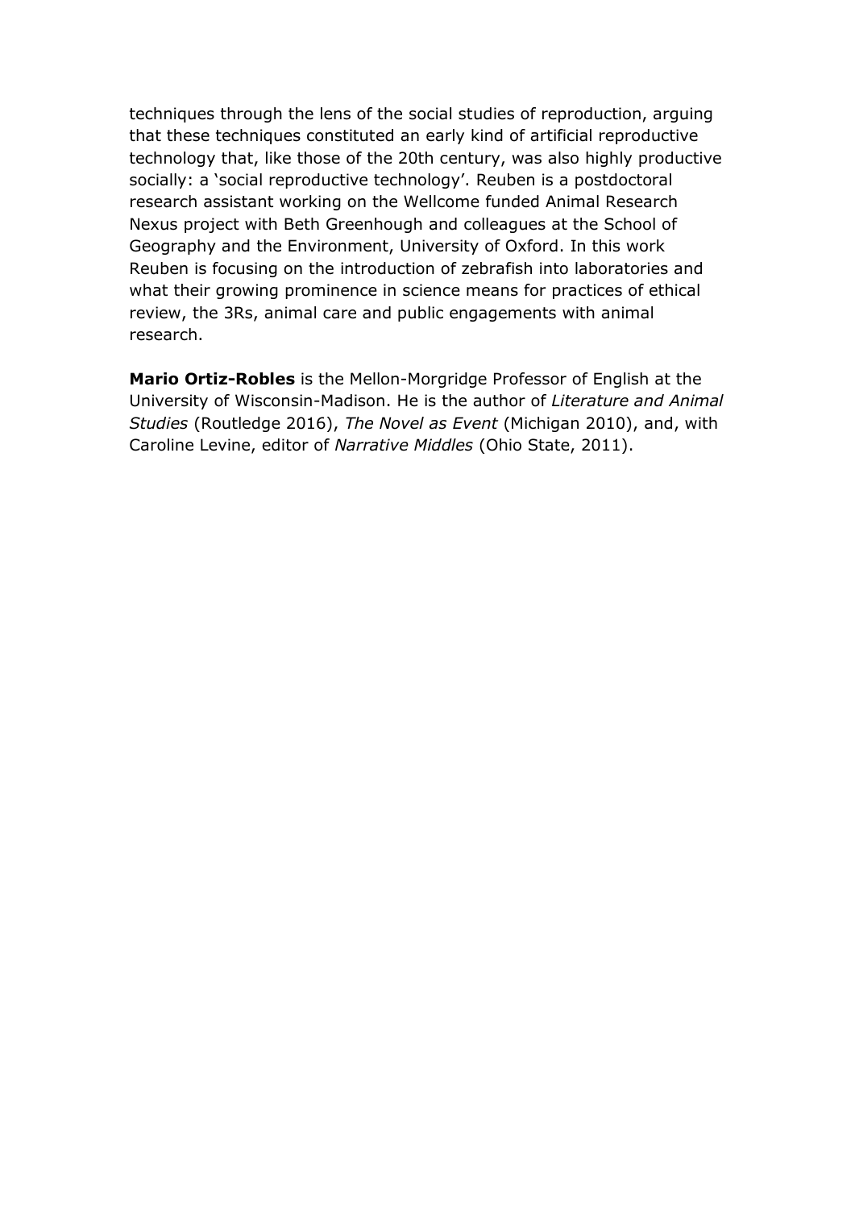techniques through the lens of the social studies of reproduction, arguing that these techniques constituted an early kind of artificial reproductive technology that, like those of the 20th century, was also highly productive socially: a 'social reproductive technology'. Reuben is a postdoctoral research assistant working on the Wellcome funded Animal Research Nexus project with Beth Greenhough and colleagues at the School of Geography and the Environment, University of Oxford. In this work Reuben is focusing on the introduction of zebrafish into laboratories and what their growing prominence in science means for practices of ethical review, the 3Rs, animal care and public engagements with animal research.

**Mario Ortiz-Robles** is the Mellon-Morgridge Professor of English at the University of Wisconsin-Madison. He is the author of *Literature and Animal Studies* (Routledge 2016), *The Novel as Event* (Michigan 2010), and, with Caroline Levine, editor of *Narrative Middles* (Ohio State, 2011).